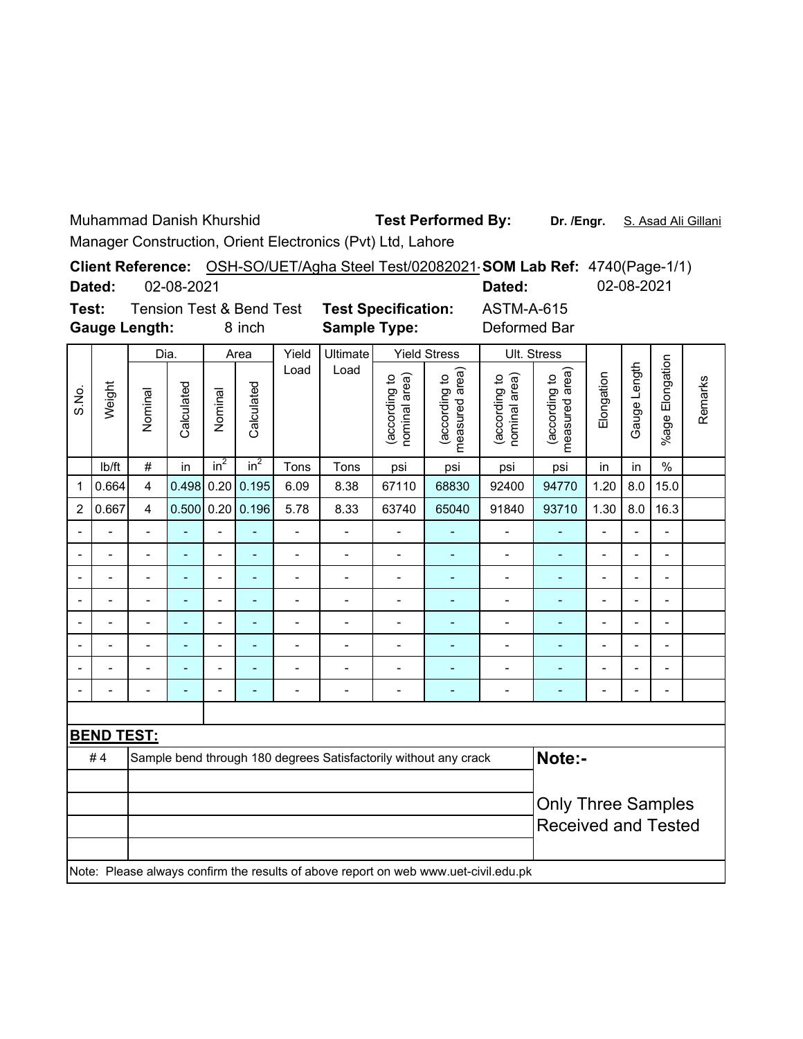Muhammad Danish Khurshid **Test Performed By:** **Dr. /Engr.** S. Asad Ali Gillani

Manager Construction, Orient Electronics (Pvt) Ltd, Lahore

**Client Reference:** OSH-SO/UET/Agha Steel Test/02082021 **SOM Lab Ref:** 4740(Page-1/1)

**Dated:** 02-08-2021 **Dated:** 02-08-2021

**Test:** Tension Test & Bend Test **Test Specification:** ASTM-A-615

**Gauge Length:** 8 inch **Sample Type:** Deformed Bar

| S.No. | Weight | Dia. | | Area | | Yield Load | Ultimate Load | Yield Stress | | Ult. Stress | | Elongation | Gauge Length | %age Elongation | Remarks |
|---|---|---|---|---|---|---|---|---|---|---|---|---|---|---|---|
| | | Nominal | Calculated | Nominal | Calculated | | | (according to nominal area) | (according to measured area) | (according to nominal area) | (according to measured area) | | | | |
| | lb/ft | # | in | $in^2$ | $in^2$ | Tons | Tons | psi | psi | psi | psi | in | in | % | |
| 1 | 0.664 | 4 | 0.498 | 0.20 | 0.195 | 6.09 | 8.38 | 67110 | 68830 | 92400 | 94770 | 1.20 | 8.0 | 15.0 | |
| 2 | 0.667 | 4 | 0.500 | 0.20 | 0.196 | 5.78 | 8.33 | 63740 | 65040 | 91840 | 93710 | 1.30 | 8.0 | 16.3 | |
| - | - | - | - | - | - | - | - | - | - | - | - | - | - | - | |
| - | - | - | - | - | - | - | - | - | - | - | - | - | - | - | |
| - | - | - | - | - | - | - | - | - | - | - | - | - | - | - | |
| - | - | - | - | - | - | - | - | - | - | - | - | - | - | - | |
| - | - | - | - | - | - | - | - | - | - | - | - | - | - | - | |
| - | - | - | - | - | - | - | - | - | - | - | - | - | - | - | |
| - | - | - | - | - | - | - | - | - | - | - | - | - | - | - | |
| - | - | - | - | - | - | - | - | - | - | - | - | - | - | - | |

**BEND TEST:**

| # 4 | Sample bend through 180 degrees Satisfactorily without any crack |
|---|---|

**Note:-**

Only Three Samples Received and Tested

Note: Please always confirm the results of above report on web www.uet-civil.edu.pk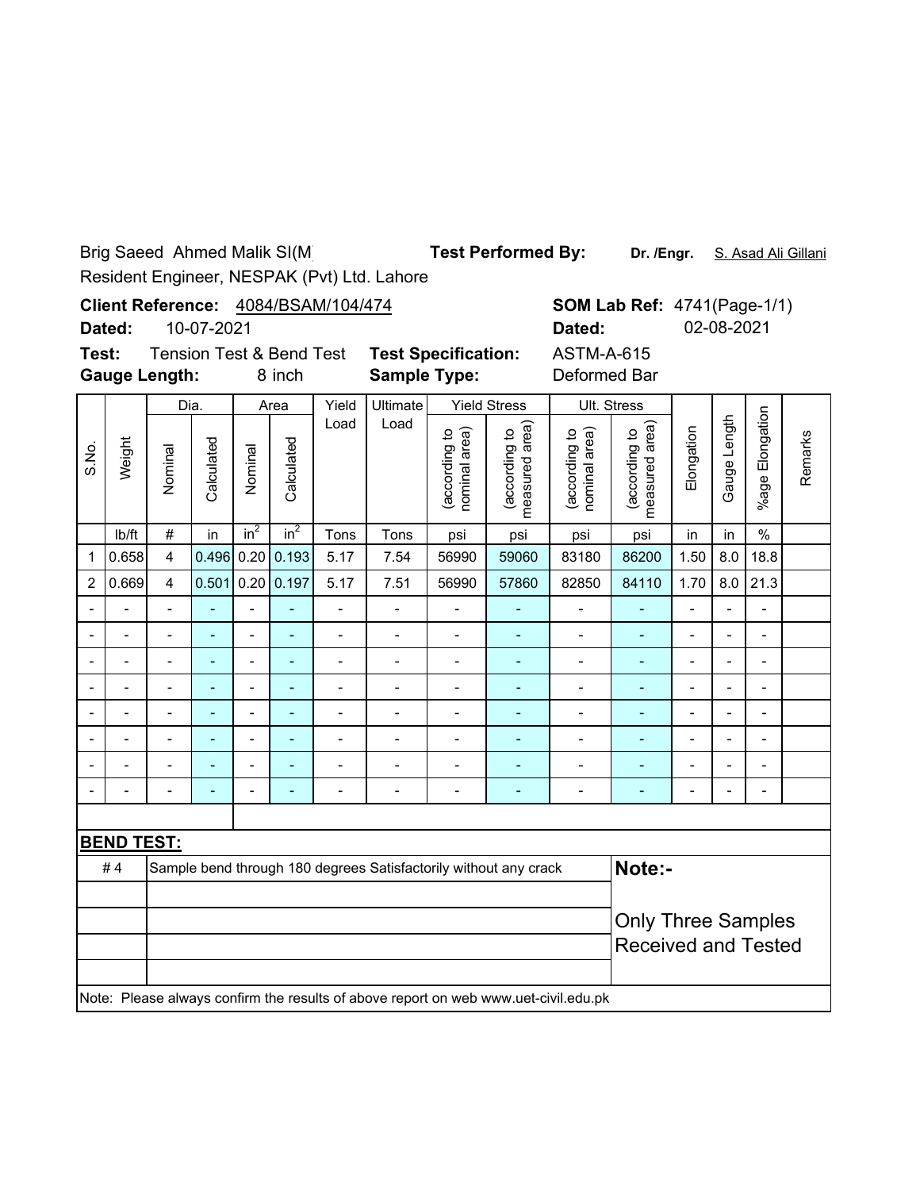Brig Saeed Ahmed Malik SI(M)
Resident Engineer, NESPAK (Pvt) Ltd. Lahore

**Test Performed By:** **Dr. /Engr.** S. Asad Ali Gillani

**Client Reference:** 4084/BSAM/104/474
**Dated:** 10-07-2021

**SOM Lab Ref:** 4741(Page-1/1)
**Dated:** 02-08-2021

**Test:** Tension Test & Bend Test
**Gauge Length:** 8 inch

**Test Specification:** ASTM-A-615
**Sample Type:** Deformed Bar

| S.No. | Weight | Dia. | | Area | | Yield Load | Ultimate Load | Yield Stress | | Ult. Stress | | Elongation | Gauge Length | %age Elongation | Remarks |
|---|---|---|---|---|---|---|---|---|---|---|---|---|---|---|---|
| | | Nominal | Calculated | Nominal | Calculated | | | (according to nominal area) | (according to measured area) | (according to nominal area) | (according to measured area) | | | | |
| | lb/ft | # | in | $in^2$ | $in^2$ | Tons | Tons | psi | psi | psi | psi | in | in | % | |
| 1 | 0.658 | 4 | 0.496 | 0.20 | 0.193 | 5.17 | 7.54 | 56990 | 59060 | 83180 | 86200 | 1.50 | 8.0 | 18.8 | |
| 2 | 0.669 | 4 | 0.501 | 0.20 | 0.197 | 5.17 | 7.51 | 56990 | 57860 | 82850 | 84110 | 1.70 | 8.0 | 21.3 | |
| - | - | - | - | - | - | - | - | - | - | - | - | - | - | - | |
| - | - | - | - | - | - | - | - | - | - | - | - | - | - | - | |
| - | - | - | - | - | - | - | - | - | - | - | - | - | - | - | |
| - | - | - | - | - | - | - | - | - | - | - | - | - | - | - | |
| - | - | - | - | - | - | - | - | - | - | - | - | - | - | - | |
| - | - | - | - | - | - | - | - | - | - | - | - | - | - | - | |
| - | - | - | - | - | - | - | - | - | - | - | - | - | - | - | |
| - | - | - | - | - | - | - | - | - | - | - | - | - | - | - | |

**BEND TEST:**

| | | |
|---|---|---|
| # 4 | Sample bend through 180 degrees Satisfactorily without any crack | **Note:-** |
| | | Only Three Samples Received and Tested |

Note: Please always confirm the results of above report on web www.uet-civil.edu.pk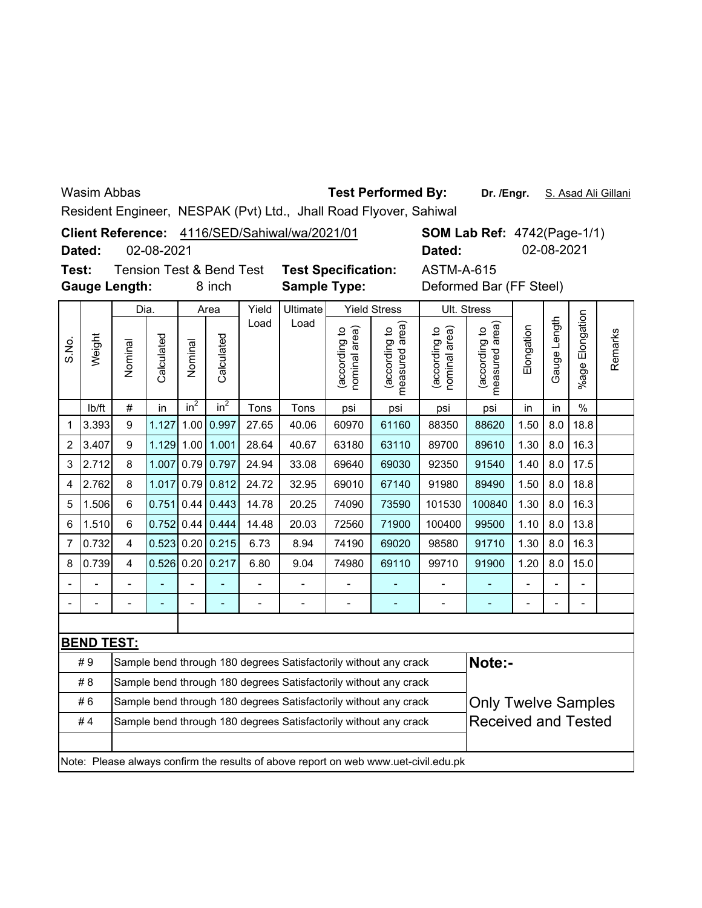Wasim Abbas

Resident Engineer, NESPAK (Pvt) Ltd., Jhall Road Flyover, Sahiwal

**Test Performed By:** **Dr. /Engr.** S. Asad Ali Gillani

**Client Reference:** 4116/SED/Sahiwal/wa/2021/01

**Dated:** 02-08-2021

**SOM Lab Ref:** 4742(Page-1/1)

**Dated:** 02-08-2021

**Test:** Tension Test & Bend Test

**Test Specification:** ASTM-A-615

**Gauge Length:** 8 inch

**Sample Type:** Deformed Bar (FF Steel)

| S.No. | Weight | Dia. | | Area | | Yield Load | Ultimate Load | Yield Stress | | Ult. Stress | | Elongation | Gauge Length | %age Elongation | Remarks |
|---|---|---|---|---|---|---|---|---|---|---|---|---|---|---|---|
| | | Nominal | Calculated | Nominal | Calculated | | | (according to nominal area) | (according to measured area) | (according to nominal area) | (according to measured area) | | | | |
| | lb/ft | # | in | $in^2$ | $in^2$ | Tons | Tons | psi | psi | psi | psi | in | in | % | |
| 1 | 3.393 | 9 | 1.127 | 1.00 | 0.997 | 27.65 | 40.06 | 60970 | 61160 | 88350 | 88620 | 1.50 | 8.0 | 18.8 | |
| 2 | 3.407 | 9 | 1.129 | 1.00 | 1.001 | 28.64 | 40.67 | 63180 | 63110 | 89700 | 89610 | 1.30 | 8.0 | 16.3 | |
| 3 | 2.712 | 8 | 1.007 | 0.79 | 0.797 | 24.94 | 33.08 | 69640 | 69030 | 92350 | 91540 | 1.40 | 8.0 | 17.5 | |
| 4 | 2.762 | 8 | 1.017 | 0.79 | 0.812 | 24.72 | 32.95 | 69010 | 67140 | 91980 | 89490 | 1.50 | 8.0 | 18.8 | |
| 5 | 1.506 | 6 | 0.751 | 0.44 | 0.443 | 14.78 | 20.25 | 74090 | 73590 | 101530 | 100840 | 1.30 | 8.0 | 16.3 | |
| 6 | 1.510 | 6 | 0.752 | 0.44 | 0.444 | 14.48 | 20.03 | 72560 | 71900 | 100400 | 99500 | 1.10 | 8.0 | 13.8 | |
| 7 | 0.732 | 4 | 0.523 | 0.20 | 0.215 | 6.73 | 8.94 | 74190 | 69020 | 98580 | 91710 | 1.30 | 8.0 | 16.3 | |
| 8 | 0.739 | 4 | 0.526 | 0.20 | 0.217 | 6.80 | 9.04 | 74980 | 69110 | 99710 | 91900 | 1.20 | 8.0 | 15.0 | |
| - | - | - | - | - | - | - | - | - | - | - | - | - | - | - | |
| - | - | - | - | - | - | - | - | - | - | - | - | - | - | - | |

**BEND TEST:**

| | |
|---|---|
| # 9 | Sample bend through 180 degrees Satisfactorily without any crack |
| # 8 | Sample bend through 180 degrees Satisfactorily without any crack |
| # 6 | Sample bend through 180 degrees Satisfactorily without any crack |
| # 4 | Sample bend through 180 degrees Satisfactorily without any crack |

**Note:-**

Only Twelve Samples Received and Tested

Note: Please always confirm the results of above report on web www.uet-civil.edu.pk